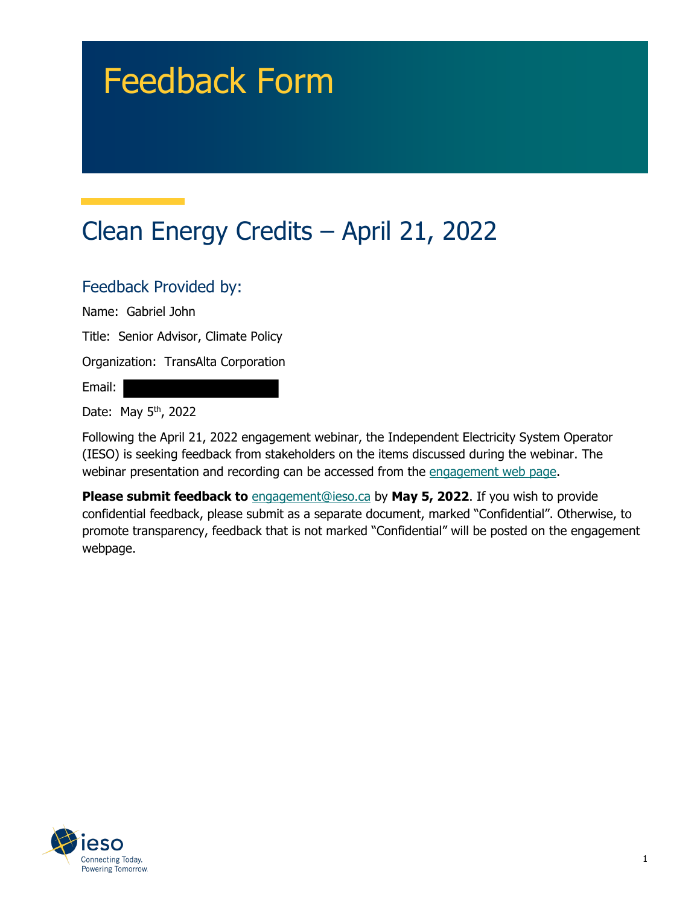# Feedback Form

## Clean Energy Credits – April 21, 2022

### Feedback Provided by:

Name: Gabriel John

Title: Senior Advisor, Climate Policy

Organization: TransAlta Corporation

Email:

Date: May 5th, 2022

Following the April 21, 2022 engagement webinar, the Independent Electricity System Operator (IESO) is seeking feedback from stakeholders on the items discussed during the webinar. The webinar presentation and recording can be accessed from the engagement web page.

**Please submit feedback to** engagement@ieso.ca by **May 5, 2022**. If you wish to provide confidential feedback, please submit as a separate document, marked "Confidential". Otherwise, to promote transparency, feedback that is not marked "Confidential" will be posted on the engagement webpage.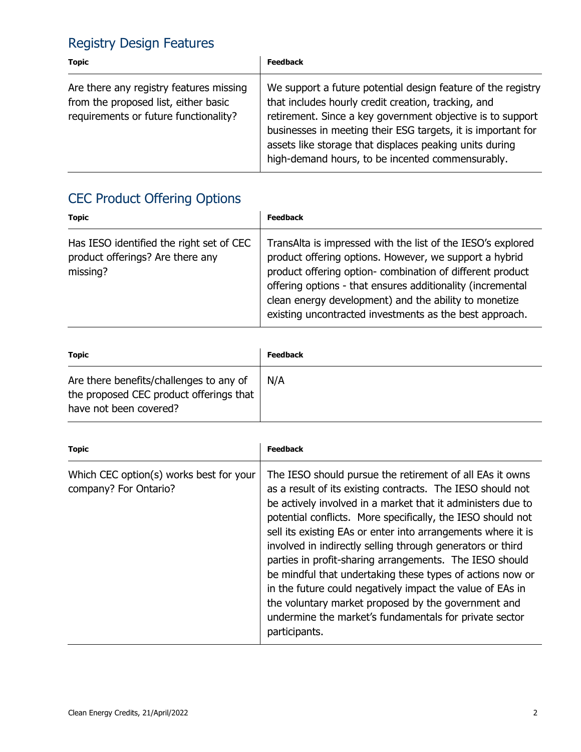## Registry Design Features

| Topic | Feedback |
| --- | --- |
| Are there any registry features missing from the proposed list, either basic requirements or future functionality? | We support a future potential design feature of the registry that includes hourly credit creation, tracking, and retirement. Since a key government objective is to support businesses in meeting their ESG targets, it is important for assets like storage that displaces peaking units during high-demand hours, to be incented commensurably. |

## CEC Product Offering Options

| Topic | Feedback |
| --- | --- |
| Has IESO identified the right set of CEC product offerings? Are there any missing? | TransAlta is impressed with the list of the IESO's explored product offering options. However, we support a hybrid product offering option- combination of different product offering options - that ensures additionality (incremental clean energy development) and the ability to monetize existing uncontracted investments as the best approach. |

| Topic | Feedback |
| --- | --- |
| Are there benefits/challenges to any of the proposed CEC product offerings that have not been covered? | N/A |

| Topic | Feedback |
| --- | --- |
| Which CEC option(s) works best for your company? For Ontario? | The IESO should pursue the retirement of all EAs it owns as a result of its existing contracts. The IESO should not be actively involved in a market that it administers due to potential conflicts. More specifically, the IESO should not sell its existing EAs or enter into arrangements where it is involved in indirectly selling through generators or third parties in profit-sharing arrangements. The IESO should be mindful that undertaking these types of actions now or in the future could negatively impact the value of EAs in the voluntary market proposed by the government and undermine the market's fundamentals for private sector participants. |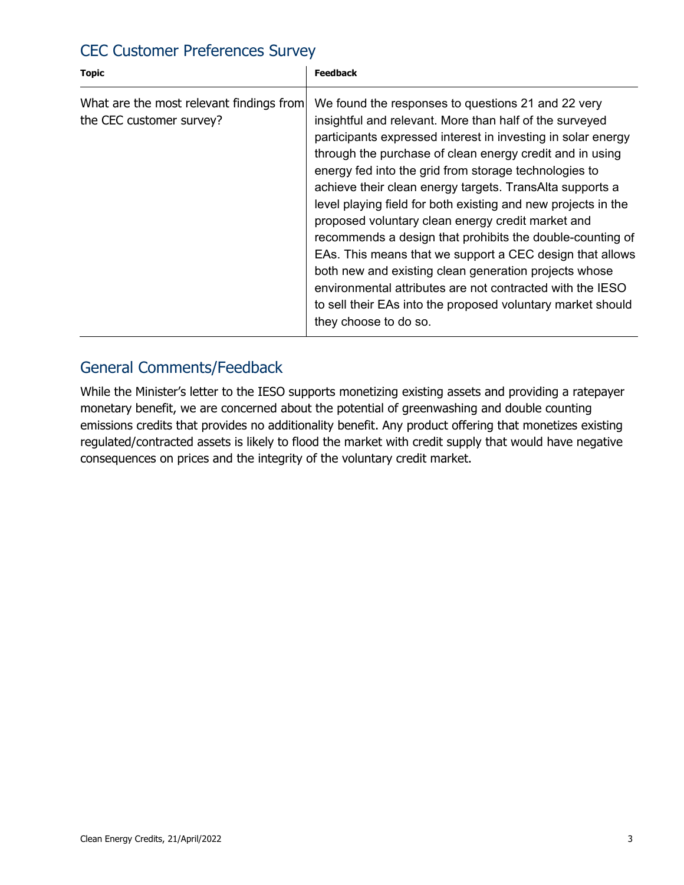## CEC Customer Preferences Survey

| Topic | Feedback |
|---|---|
| What are the most relevant findings from the CEC customer survey? | We found the responses to questions 21 and 22 very insightful and relevant. More than half of the surveyed participants expressed interest in investing in solar energy through the purchase of clean energy credit and in using energy fed into the grid from storage technologies to achieve their clean energy targets. TransAlta supports a level playing field for both existing and new projects in the proposed voluntary clean energy credit market and recommends a design that prohibits the double-counting of EAs. This means that we support a CEC design that allows both new and existing clean generation projects whose environmental attributes are not contracted with the IESO to sell their EAs into the proposed voluntary market should they choose to do so. |

## General Comments/Feedback

While the Minister's letter to the IESO supports monetizing existing assets and providing a ratepayer monetary benefit, we are concerned about the potential of greenwashing and double counting emissions credits that provides no additionality benefit. Any product offering that monetizes existing regulated/contracted assets is likely to flood the market with credit supply that would have negative consequences on prices and the integrity of the voluntary credit market.